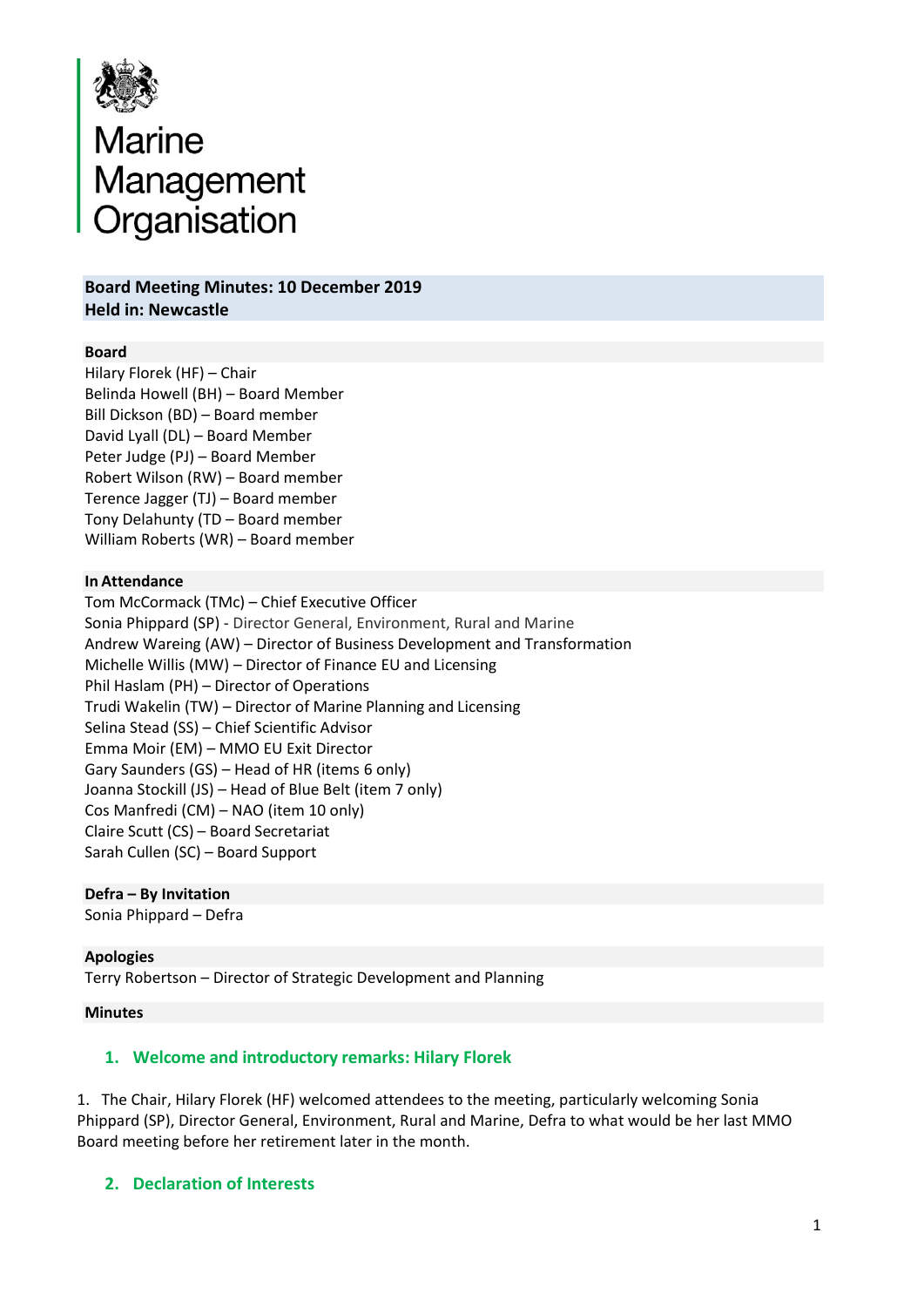# Marine Management Organisation

**Board Meeting Minutes: 10 December 2019**
**Held in: Newcastle**

**Board**

Hilary Florek (HF) – Chair
Belinda Howell (BH) – Board Member
Bill Dickson (BD) – Board member
David Lyall (DL) – Board Member
Peter Judge (PJ) – Board Member
Robert Wilson (RW) – Board member
Terence Jagger (TJ) – Board member
Tony Delahunty (TD – Board member
William Roberts (WR) – Board member

**In Attendance**

Tom McCormack (TMc) – Chief Executive Officer
Sonia Phippard (SP) - Director General, Environment, Rural and Marine
Andrew Wareing (AW) – Director of Business Development and Transformation
Michelle Willis (MW) – Director of Finance EU and Licensing
Phil Haslam (PH) – Director of Operations
Trudi Wakelin (TW) – Director of Marine Planning and Licensing
Selina Stead (SS) – Chief Scientific Advisor
Emma Moir (EM) – MMO EU Exit Director
Gary Saunders (GS) – Head of HR (items 6 only)
Joanna Stockill (JS) – Head of Blue Belt (item 7 only)
Cos Manfredi (CM) – NAO (item 10 only)
Claire Scutt (CS) – Board Secretariat
Sarah Cullen (SC) – Board Support

**Defra – By Invitation**

Sonia Phippard – Defra

**Apologies**

Terry Robertson – Director of Strategic Development and Planning

**Minutes**

## 1. Welcome and introductory remarks: Hilary Florek

1. The Chair, Hilary Florek (HF) welcomed attendees to the meeting, particularly welcoming Sonia Phippard (SP), Director General, Environment, Rural and Marine, Defra to what would be her last MMO Board meeting before her retirement later in the month.

## 2. Declaration of Interests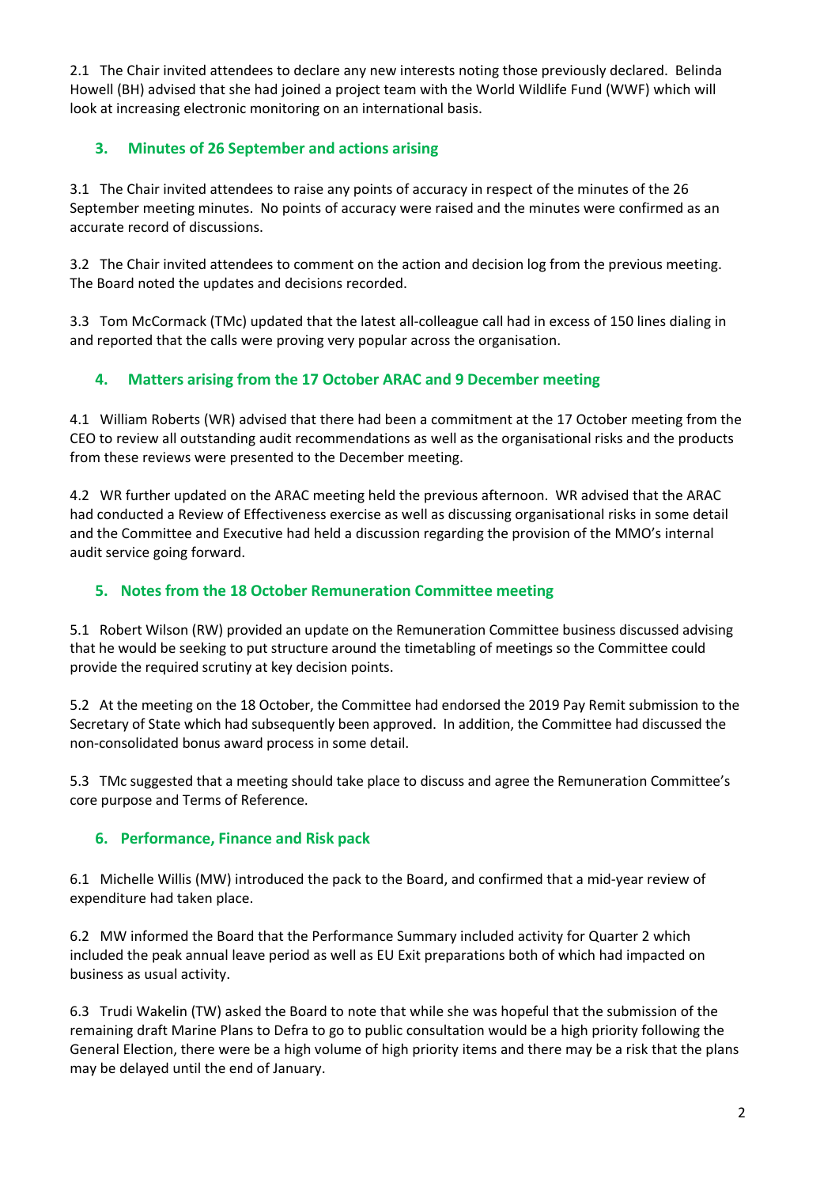2.1 The Chair invited attendees to declare any new interests noting those previously declared. Belinda Howell (BH) advised that she had joined a project team with the World Wildlife Fund (WWF) which will look at increasing electronic monitoring on an international basis.

## 3. Minutes of 26 September and actions arising

3.1 The Chair invited attendees to raise any points of accuracy in respect of the minutes of the 26 September meeting minutes. No points of accuracy were raised and the minutes were confirmed as an accurate record of discussions.

3.2 The Chair invited attendees to comment on the action and decision log from the previous meeting. The Board noted the updates and decisions recorded.

3.3 Tom McCormack (TMc) updated that the latest all-colleague call had in excess of 150 lines dialing in and reported that the calls were proving very popular across the organisation.

## 4. Matters arising from the 17 October ARAC and 9 December meeting

4.1 William Roberts (WR) advised that there had been a commitment at the 17 October meeting from the CEO to review all outstanding audit recommendations as well as the organisational risks and the products from these reviews were presented to the December meeting.

4.2 WR further updated on the ARAC meeting held the previous afternoon. WR advised that the ARAC had conducted a Review of Effectiveness exercise as well as discussing organisational risks in some detail and the Committee and Executive had held a discussion regarding the provision of the MMO's internal audit service going forward.

## 5. Notes from the 18 October Remuneration Committee meeting

5.1 Robert Wilson (RW) provided an update on the Remuneration Committee business discussed advising that he would be seeking to put structure around the timetabling of meetings so the Committee could provide the required scrutiny at key decision points.

5.2 At the meeting on the 18 October, the Committee had endorsed the 2019 Pay Remit submission to the Secretary of State which had subsequently been approved. In addition, the Committee had discussed the non-consolidated bonus award process in some detail.

5.3 TMc suggested that a meeting should take place to discuss and agree the Remuneration Committee's core purpose and Terms of Reference.

## 6. Performance, Finance and Risk pack

6.1 Michelle Willis (MW) introduced the pack to the Board, and confirmed that a mid-year review of expenditure had taken place.

6.2 MW informed the Board that the Performance Summary included activity for Quarter 2 which included the peak annual leave period as well as EU Exit preparations both of which had impacted on business as usual activity.

6.3 Trudi Wakelin (TW) asked the Board to note that while she was hopeful that the submission of the remaining draft Marine Plans to Defra to go to public consultation would be a high priority following the General Election, there were be a high volume of high priority items and there may be a risk that the plans may be delayed until the end of January.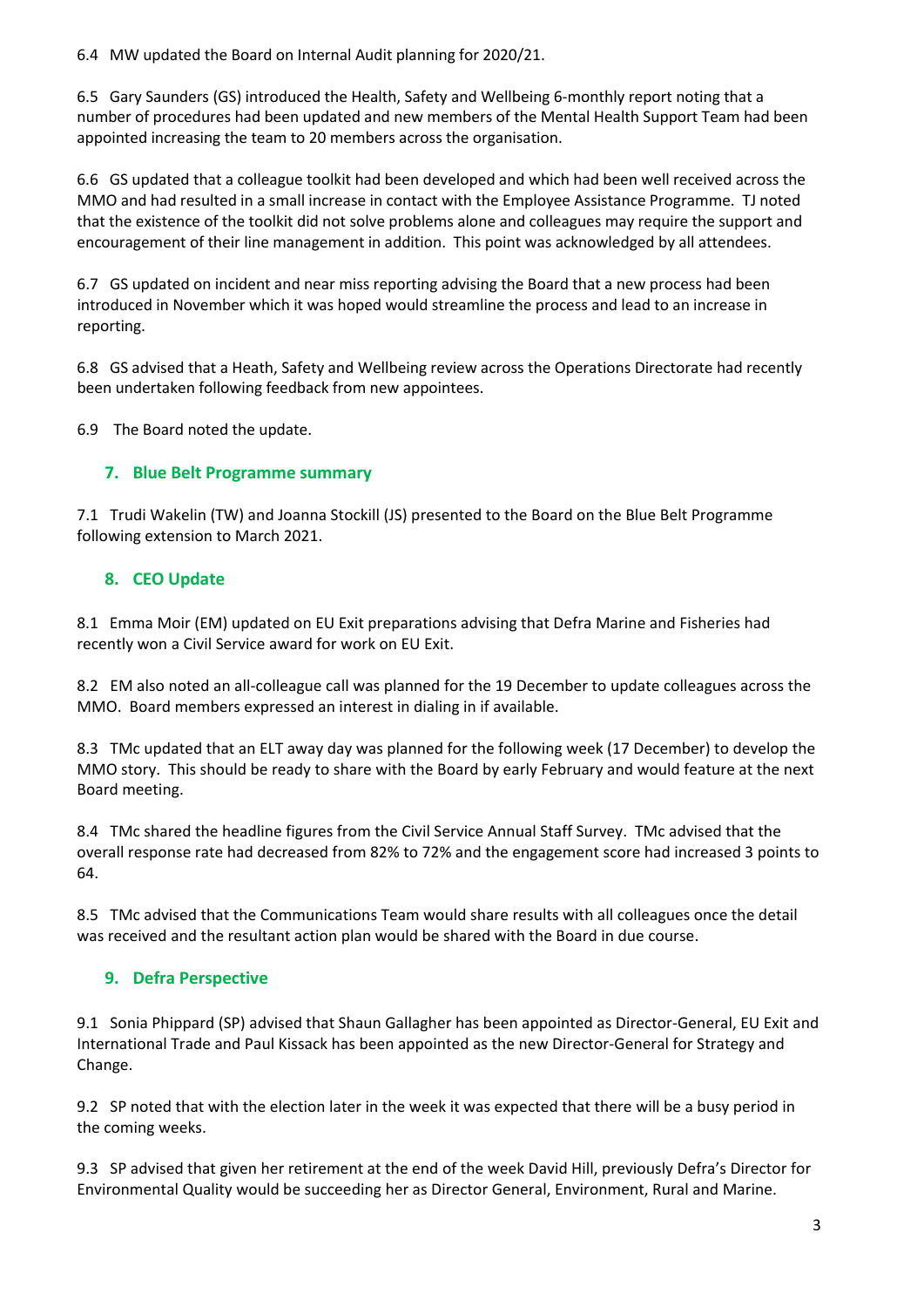6.4 MW updated the Board on Internal Audit planning for 2020/21.

6.5 Gary Saunders (GS) introduced the Health, Safety and Wellbeing 6-monthly report noting that a number of procedures had been updated and new members of the Mental Health Support Team had been appointed increasing the team to 20 members across the organisation.

6.6 GS updated that a colleague toolkit had been developed and which had been well received across the MMO and had resulted in a small increase in contact with the Employee Assistance Programme. TJ noted that the existence of the toolkit did not solve problems alone and colleagues may require the support and encouragement of their line management in addition. This point was acknowledged by all attendees.

6.7 GS updated on incident and near miss reporting advising the Board that a new process had been introduced in November which it was hoped would streamline the process and lead to an increase in reporting.

6.8 GS advised that a Heath, Safety and Wellbeing review across the Operations Directorate had recently been undertaken following feedback from new appointees.

6.9 The Board noted the update.

## 7. Blue Belt Programme summary

7.1 Trudi Wakelin (TW) and Joanna Stockill (JS) presented to the Board on the Blue Belt Programme following extension to March 2021.

## 8. CEO Update

8.1 Emma Moir (EM) updated on EU Exit preparations advising that Defra Marine and Fisheries had recently won a Civil Service award for work on EU Exit.

8.2 EM also noted an all-colleague call was planned for the 19 December to update colleagues across the MMO. Board members expressed an interest in dialing in if available.

8.3 TMc updated that an ELT away day was planned for the following week (17 December) to develop the MMO story. This should be ready to share with the Board by early February and would feature at the next Board meeting.

8.4 TMc shared the headline figures from the Civil Service Annual Staff Survey. TMc advised that the overall response rate had decreased from 82% to 72% and the engagement score had increased 3 points to 64.

8.5 TMc advised that the Communications Team would share results with all colleagues once the detail was received and the resultant action plan would be shared with the Board in due course.

## 9. Defra Perspective

9.1 Sonia Phippard (SP) advised that Shaun Gallagher has been appointed as Director-General, EU Exit and International Trade and Paul Kissack has been appointed as the new Director-General for Strategy and Change.

9.2 SP noted that with the election later in the week it was expected that there will be a busy period in the coming weeks.

9.3 SP advised that given her retirement at the end of the week David Hill, previously Defra's Director for Environmental Quality would be succeeding her as Director General, Environment, Rural and Marine.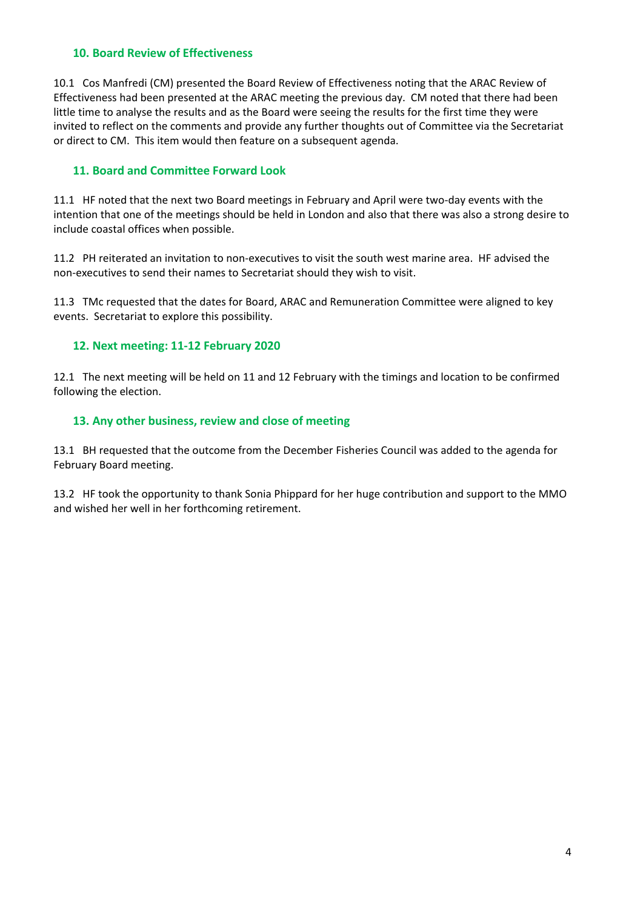## 10. Board Review of Effectiveness

10.1 Cos Manfredi (CM) presented the Board Review of Effectiveness noting that the ARAC Review of Effectiveness had been presented at the ARAC meeting the previous day. CM noted that there had been little time to analyse the results and as the Board were seeing the results for the first time they were invited to reflect on the comments and provide any further thoughts out of Committee via the Secretariat or direct to CM. This item would then feature on a subsequent agenda.

## 11. Board and Committee Forward Look

11.1 HF noted that the next two Board meetings in February and April were two-day events with the intention that one of the meetings should be held in London and also that there was also a strong desire to include coastal offices when possible.

11.2 PH reiterated an invitation to non-executives to visit the south west marine area. HF advised the non-executives to send their names to Secretariat should they wish to visit.

11.3 TMc requested that the dates for Board, ARAC and Remuneration Committee were aligned to key events. Secretariat to explore this possibility.

## 12. Next meeting: 11-12 February 2020

12.1 The next meeting will be held on 11 and 12 February with the timings and location to be confirmed following the election.

## 13. Any other business, review and close of meeting

13.1 BH requested that the outcome from the December Fisheries Council was added to the agenda for February Board meeting.

13.2 HF took the opportunity to thank Sonia Phippard for her huge contribution and support to the MMO and wished her well in her forthcoming retirement.